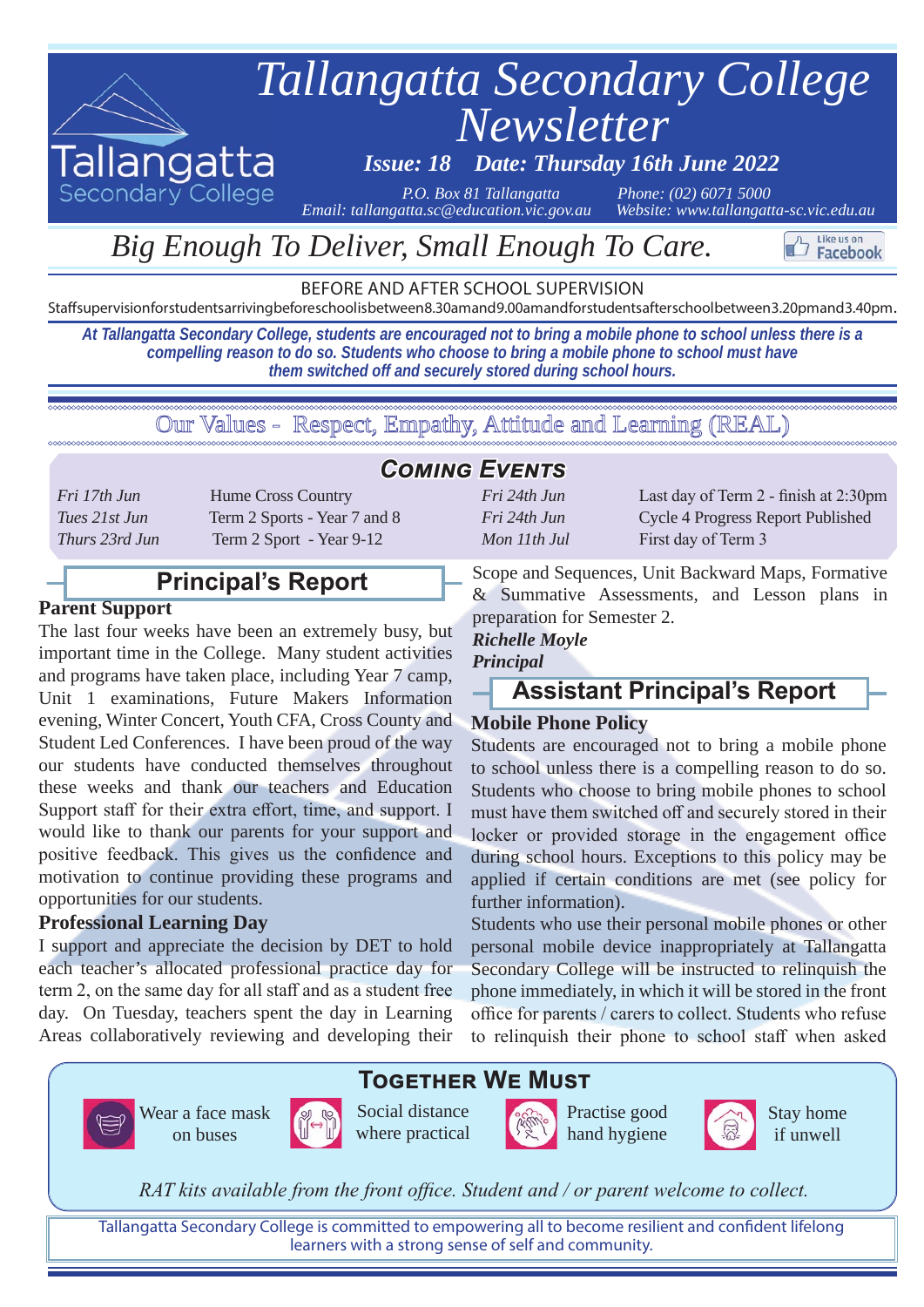# Tallangatta Secondary College Newsletter

**Issue: 18 Date: Thursday 16th June 2022**

*P.O. Box 81 Tallangatta* *Phone: (02) 6071 5000*
*Email: tallangatta.sc@education.vic.gov.au* *Website: www.tallangatta-sc.vic.edu.au*

## *Big Enough To Deliver, Small Enough To Care.*

BEFORE AND AFTER SCHOOL SUPERVISION

Staff supervision for students arriving before school is between 8.30am and 9.00am and for students after school between 3.20pm and 3.40pm.

***At Tallangatta Secondary College, students are encouraged not to bring a mobile phone to school unless there is a compelling reason to do so. Students who choose to bring a mobile phone to school must have them switched off and securely stored during school hours.***

Our Values - Respect, Empathy, Attitude and Learning (REAL)

## Coming Events

| | |
|---|---|
| *Fri 17th Jun* | Hume Cross Country |
| *Tues 21st Jun* | Term 2 Sports - Year 7 and 8 |
| *Thurs 23rd Jun* | Term 2 Sport - Year 9-12 |
| *Fri 24th Jun* | Last day of Term 2 - finish at 2:30pm |
| *Fri 24th Jun* | Cycle 4 Progress Report Published |
| *Mon 11th Jul* | First day of Term 3 |

## Principal's Report

### Parent Support

The last four weeks have been an extremely busy, but important time in the College. Many student activities and programs have taken place, including Year 7 camp, Unit 1 examinations, Future Makers Information evening, Winter Concert, Youth CFA, Cross County and Student Led Conferences. I have been proud of the way our students have conducted themselves throughout these weeks and thank our teachers and Education Support staff for their extra effort, time, and support. I would like to thank our parents for your support and positive feedback. This gives us the confidence and motivation to continue providing these programs and opportunities for our students.

### Professional Learning Day

I support and appreciate the decision by DET to hold each teacher's allocated professional practice day for term 2, on the same day for all staff and as a student free day. On Tuesday, teachers spent the day in Learning Areas collaboratively reviewing and developing their Scope and Sequences, Unit Backward Maps, Formative & Summative Assessments, and Lesson plans in preparation for Semester 2.

***Richelle Moyle***
***Principal***

## Assistant Principal's Report

### Mobile Phone Policy

Students are encouraged not to bring a mobile phone to school unless there is a compelling reason to do so. Students who choose to bring mobile phones to school must have them switched off and securely stored in their locker or provided storage in the engagement office during school hours. Exceptions to this policy may be applied if certain conditions are met (see policy for further information).

Students who use their personal mobile phones or other personal mobile device inappropriately at Tallangatta Secondary College will be instructed to relinquish the phone immediately, in which it will be stored in the front office for parents / carers to collect. Students who refuse to relinquish their phone to school staff when asked

## Together We Must

- Wear a face mask on buses
- Social distance where practical
- Practise good hand hygiene
- Stay home if unwell

*RAT kits available from the front office. Student and / or parent welcome to collect.*

Tallangatta Secondary College is committed to empowering all to become resilient and confident lifelong learners with a strong sense of self and community.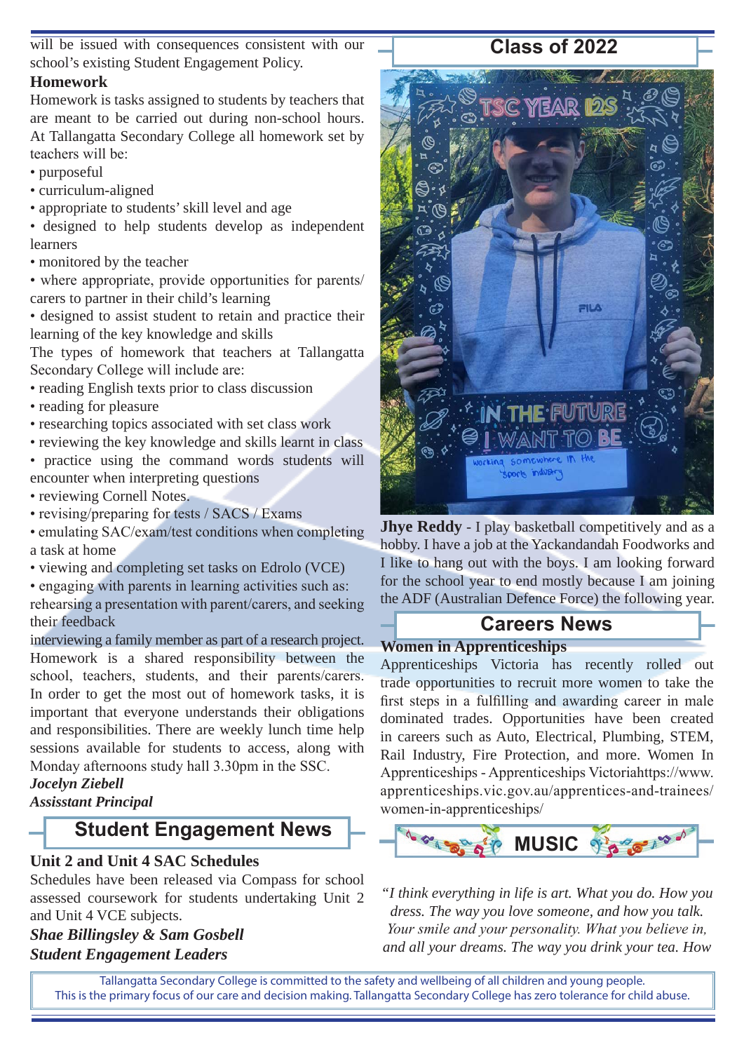will be issued with consequences consistent with our school's existing Student Engagement Policy.

### Homework

Homework is tasks assigned to students by teachers that are meant to be carried out during non-school hours. At Tallangatta Secondary College all homework set by teachers will be:

- purposeful
- curriculum-aligned
- appropriate to students' skill level and age
- designed to help students develop as independent learners
- monitored by the teacher
- where appropriate, provide opportunities for parents/carers to partner in their child's learning
- designed to assist student to retain and practice their learning of the key knowledge and skills

The types of homework that teachers at Tallangatta Secondary College will include are:

- reading English texts prior to class discussion
- reading for pleasure
- researching topics associated with set class work
- reviewing the key knowledge and skills learnt in class
- practice using the command words students will encounter when interpreting questions
- reviewing Cornell Notes.
- revising/preparing for tests / SACS / Exams
- emulating SAC/exam/test conditions when completing a task at home
- viewing and completing set tasks on Edrolo (VCE)
- engaging with parents in learning activities such as:

rehearsing a presentation with parent/carers, and seeking their feedback

interviewing a family member as part of a research project.

Homework is a shared responsibility between the school, teachers, students, and their parents/carers. In order to get the most out of homework tasks, it is important that everyone understands their obligations and responsibilities. There are weekly lunch time help sessions available for students to access, along with Monday afternoons study hall 3.30pm in the SSC.

***Jocelyn Ziebell***
***Assisstant Principal***

## Student Engagement News

### Unit 2 and Unit 4 SAC Schedules

Schedules have been released via Compass for school assessed coursework for students undertaking Unit 2 and Unit 4 VCE subjects.

***Shae Billingsley & Sam Gosbell***
***Student Engagement Leaders***

## Class of 2022

**Jhye Reddy** - I play basketball competitively and as a hobby. I have a job at the Yackandandah Foodworks and I like to hang out with the boys. I am looking forward for the school year to end mostly because I am joining the ADF (Australian Defence Force) the following year.

## Careers News

### Women in Apprenticeships

Apprenticeships Victoria has recently rolled out trade opportunities to recruit more women to take the first steps in a fulfilling and awarding career in male dominated trades. Opportunities have been created in careers such as Auto, Electrical, Plumbing, STEM, Rail Industry, Fire Protection, and more. Women In Apprenticeships - Apprenticeships Victoriahttps://www.apprenticeships.vic.gov.au/apprentices-and-trainees/women-in-apprenticeships/

## MUSIC

*"I think everything in life is art. What you do. How you dress. The way you love someone, and how you talk. Your smile and your personality. What you believe in, and all your dreams. The way you drink your tea. How*

Tallangatta Secondary College is committed to the safety and wellbeing of all children and young people. This is the primary focus of our care and decision making. Tallangatta Secondary College has zero tolerance for child abuse.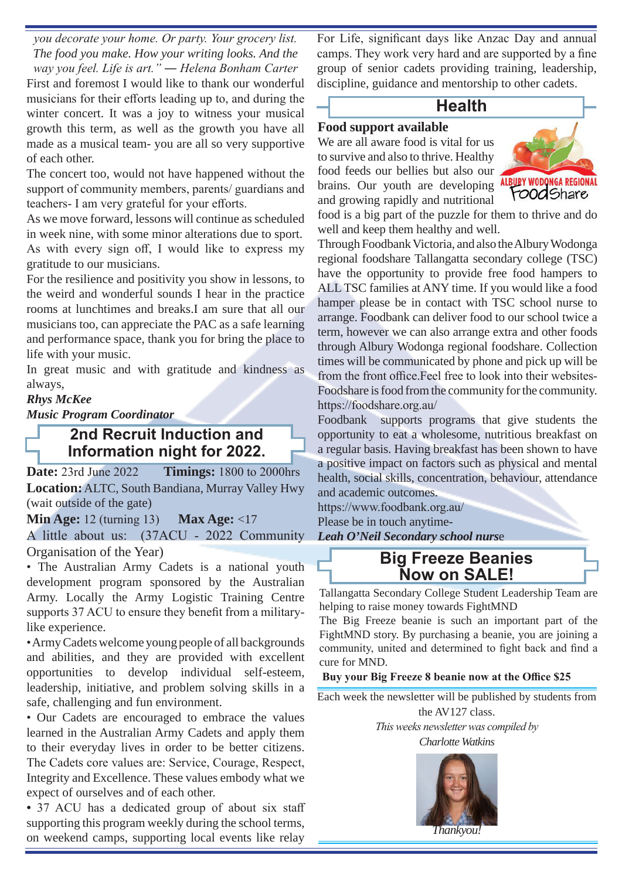*you decorate your home. Or party. Your grocery list. The food you make. How your writing looks. And the way you feel. Life is art." — Helena Bonham Carter*

First and foremost I would like to thank our wonderful musicians for their efforts leading up to, and during the winter concert. It was a joy to witness your musical growth this term, as well as the growth you have all made as a musical team- you are all so very supportive of each other.

The concert too, would not have happened without the support of community members, parents/ guardians and teachers- I am very grateful for your efforts.

As we move forward, lessons will continue as scheduled in week nine, with some minor alterations due to sport.

As with every sign off, I would like to express my gratitude to our musicians.

For the resilience and positivity you show in lessons, to the weird and wonderful sounds I hear in the practice rooms at lunchtimes and breaks.I am sure that all our musicians too, can appreciate the PAC as a safe learning and performance space, thank you for bring the place to life with your music.

In great music and with gratitude and kindness as always,

***Rhys McKee***
***Music Program Coordinator***

## 2nd Recruit Induction and Information night for 2022.

**Date:** 23rd June 2022 **Timings:** 1800 to 2000hrs

**Location:** ALTC, South Bandiana, Murray Valley Hwy (wait outside of the gate)

**Min Age:** 12 (turning 13) **Max Age:** <17

A little about us: (37ACU - 2022 Community Organisation of the Year)

- The Australian Army Cadets is a national youth development program sponsored by the Australian Army. Locally the Army Logistic Training Centre supports 37 ACU to ensure they benefit from a military-like experience.
- Army Cadets welcome young people of all backgrounds and abilities, and they are provided with excellent opportunities to develop individual self-esteem, leadership, initiative, and problem solving skills in a safe, challenging and fun environment.
- Our Cadets are encouraged to embrace the values learned in the Australian Army Cadets and apply them to their everyday lives in order to be better citizens. The Cadets core values are: Service, Courage, Respect, Integrity and Excellence. These values embody what we expect of ourselves and of each other.
- 37 ACU has a dedicated group of about six staff supporting this program weekly during the school terms, on weekend camps, supporting local events like relay For Life, significant days like Anzac Day and annual camps. They work very hard and are supported by a fine group of senior cadets providing training, leadership, discipline, guidance and mentorship to other cadets.

## Health

### Food support available

We are all aware food is vital for us to survive and also to thrive. Healthy food feeds our bellies but also our brains. Our youth are developing and growing rapidly and nutritional food is a big part of the puzzle for them to thrive and do well and keep them healthy and well.

Through Foodbank Victoria, and also the Albury Wodonga regional foodshare Tallangatta secondary college (TSC) have the opportunity to provide free food hampers to ALL TSC families at ANY time. If you would like a food hamper please be in contact with TSC school nurse to arrange. Foodbank can deliver food to our school twice a term, however we can also arrange extra and other foods through Albury Wodonga regional foodshare. Collection times will be communicated by phone and pick up will be from the front office.Feel free to look into their websites- Foodshare is food from the community for the community. https://foodshare.org.au/

Foodbank supports programs that give students the opportunity to eat a wholesome, nutritious breakfast on a regular basis. Having breakfast has been shown to have a positive impact on factors such as physical and mental health, social skills, concentration, behaviour, attendance and academic outcomes.

https://www.foodbank.org.au/

Please be in touch anytime-

***Leah O'Neil Secondary school nurse***

## Big Freeze Beanies Now on SALE!

Tallangatta Secondary College Student Leadership Team are helping to raise money towards FightMND

The Big Freeze beanie is such an important part of the FightMND story. By purchasing a beanie, you are joining a community, united and determined to fight back and find a cure for MND.

**Buy your Big Freeze 8 beanie now at the Office $25**

Each week the newsletter will be published by students from the AV127 class.

*This weeks newsletter was compiled by*
*Charlotte Watkins*

*Thankyou!*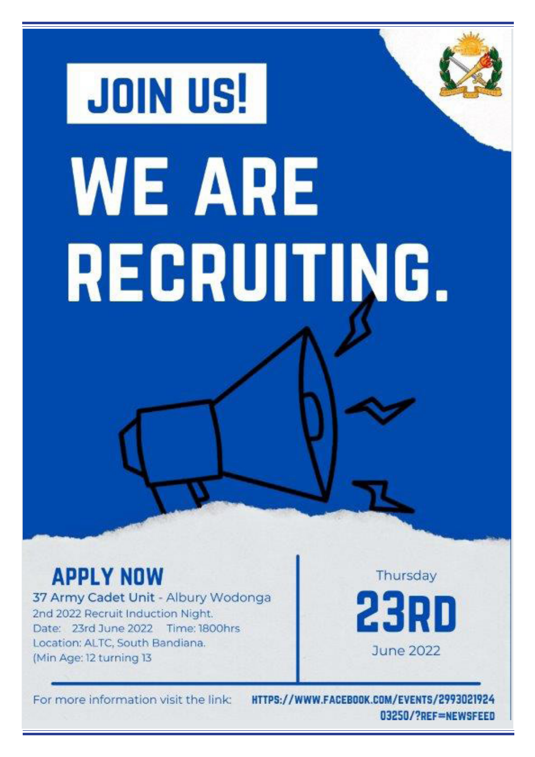# JOIN US!

# WE ARE RECRUITING.

## APPLY NOW

37 Army Cadet Unit - Albury Wodonga
2nd 2022 Recruit Induction Night.
Date: 23rd June 2022 Time: 1800hrs
Location: ALTC, South Bandiana.
(Min Age: 12 turning 13

Thursday

**23RD**

June 2022

For more information visit the link: HTTPS://WWW.FACEBOOK.COM/EVENTS/299302192403250/?REF=NEWSFEED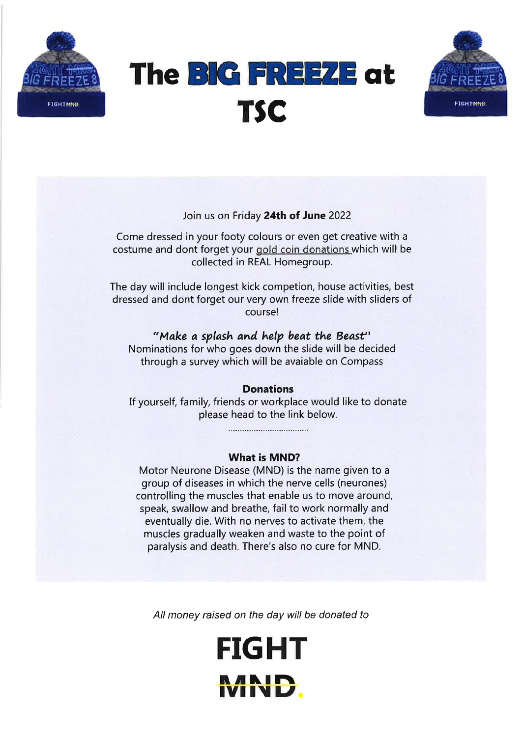# The BIG FREEZE at TSC

Join us on Friday **24th of June** 2022

Come dressed in your footy colours or even get creative with a costume and dont forget your gold coin donations which will be collected in REAL Homegroup.

The day will include longest kick competion, house activities, best dressed and dont forget our very own freeze slide with sliders of course!

***"Make a splash and help beat the Beast"***

Nominations for who goes down the slide will be decided through a survey which will be avaiable on Compass

**Donations**

If yourself, family, friends or workplace would like to donate please head to the link below.

....................................

**What is MND?**

Motor Neurone Disease (MND) is the name given to a group of diseases in which the nerve cells (neurones) controlling the muscles that enable us to move around, speak, swallow and breathe, fail to work normally and eventually die. With no nerves to activate them, the muscles gradually weaken and waste to the point of paralysis and death. There's also no cure for MND.

*All money raised on the day will be donated to*

**FIGHT MND.**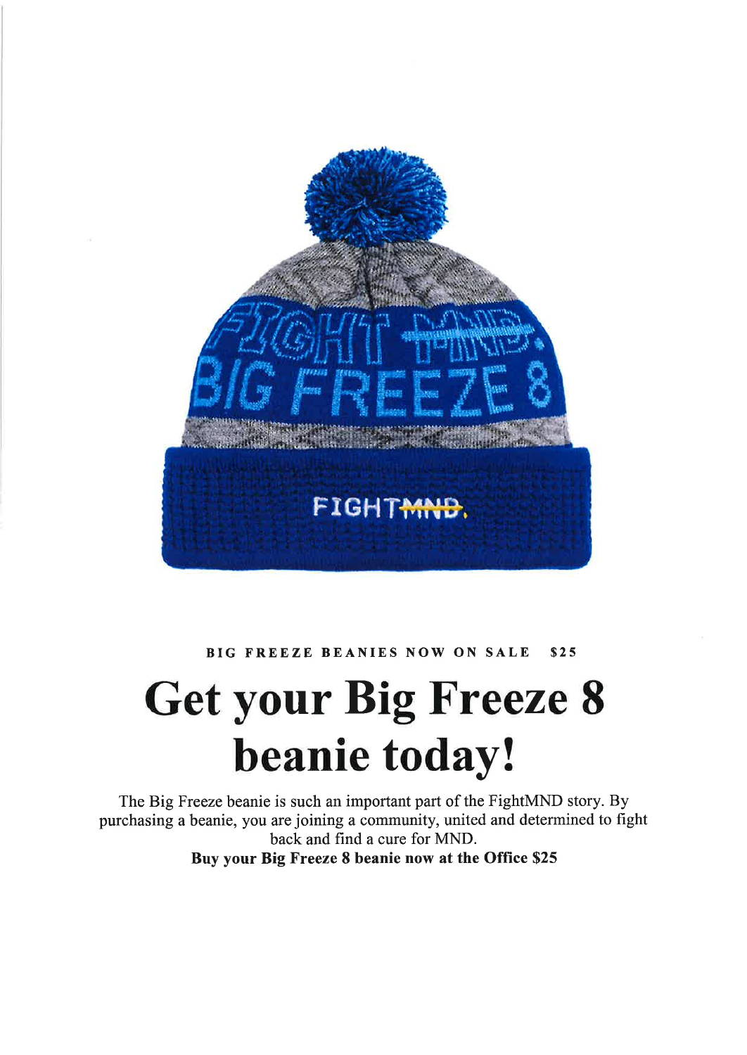**BIG FREEZE BEANIES NOW ON SALE $25**

# Get your Big Freeze 8 beanie today!

The Big Freeze beanie is such an important part of the FightMND story. By purchasing a beanie, you are joining a community, united and determined to fight back and find a cure for MND.

**Buy your Big Freeze 8 beanie now at the Office $25**